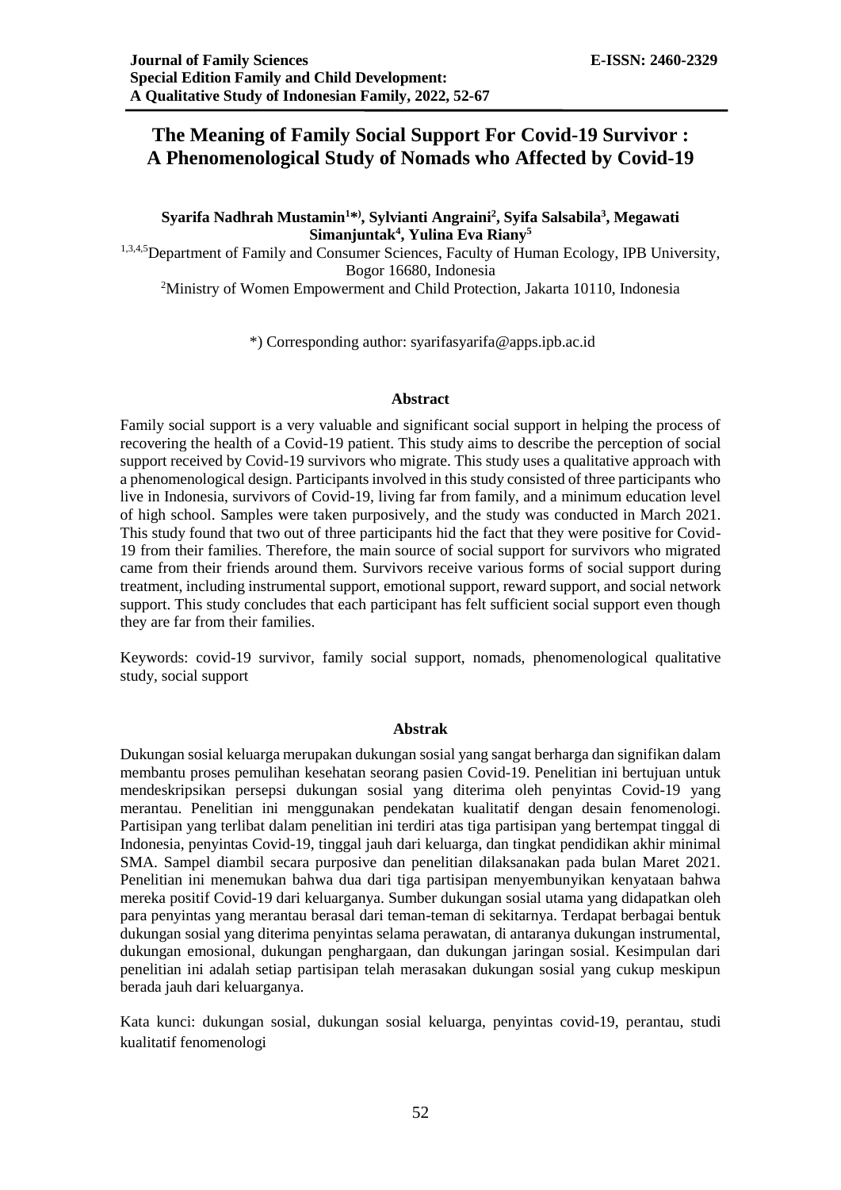# The Meaning of Family Social Support For Covid-19 Survivor : A Phenomenological Study of Nomads who Affected by Covid-19

**Syarifa Nadhrah Mustamin[1*)], Sylvianti Angraini[2], Syifa Salsabila[3], Megawati Simanjuntak[4], Yulina Eva Riany[5]**

[1,3,4,5]Department of Family and Consumer Sciences, Faculty of Human Ecology, IPB University, Bogor 16680, Indonesia

[2]Ministry of Women Empowerment and Child Protection, Jakarta 10110, Indonesia

*) Corresponding author: syarifasyarifa@apps.ipb.ac.id

## Abstract

Family social support is a very valuable and significant social support in helping the process of recovering the health of a Covid-19 patient. This study aims to describe the perception of social support received by Covid-19 survivors who migrate. This study uses a qualitative approach with a phenomenological design. Participants involved in this study consisted of three participants who live in Indonesia, survivors of Covid-19, living far from family, and a minimum education level of high school. Samples were taken purposively, and the study was conducted in March 2021. This study found that two out of three participants hid the fact that they were positive for Covid-19 from their families. Therefore, the main source of social support for survivors who migrated came from their friends around them. Survivors receive various forms of social support during treatment, including instrumental support, emotional support, reward support, and social network support. This study concludes that each participant has felt sufficient social support even though they are far from their families.

Keywords: covid-19 survivor, family social support, nomads, phenomenological qualitative study, social support

## Abstrak

Dukungan sosial keluarga merupakan dukungan sosial yang sangat berharga dan signifikan dalam membantu proses pemulihan kesehatan seorang pasien Covid-19. Penelitian ini bertujuan untuk mendeskripsikan persepsi dukungan sosial yang diterima oleh penyintas Covid-19 yang merantau. Penelitian ini menggunakan pendekatan kualitatif dengan desain fenomenologi. Partisipan yang terlibat dalam penelitian ini terdiri atas tiga partisipan yang bertempat tinggal di Indonesia, penyintas Covid-19, tinggal jauh dari keluarga, dan tingkat pendidikan akhir minimal SMA. Sampel diambil secara purposive dan penelitian dilaksanakan pada bulan Maret 2021. Penelitian ini menemukan bahwa dua dari tiga partisipan menyembunyikan kenyataan bahwa mereka positif Covid-19 dari keluarganya. Sumber dukungan sosial utama yang didapatkan oleh para penyintas yang merantau berasal dari teman-teman di sekitarnya. Terdapat berbagai bentuk dukungan sosial yang diterima penyintas selama perawatan, di antaranya dukungan instrumental, dukungan emosional, dukungan penghargaan, dan dukungan jaringan sosial. Kesimpulan dari penelitian ini adalah setiap partisipan telah merasakan dukungan sosial yang cukup meskipun berada jauh dari keluarganya.

Kata kunci: dukungan sosial, dukungan sosial keluarga, penyintas covid-19, perantau, studi kualitatif fenomenologi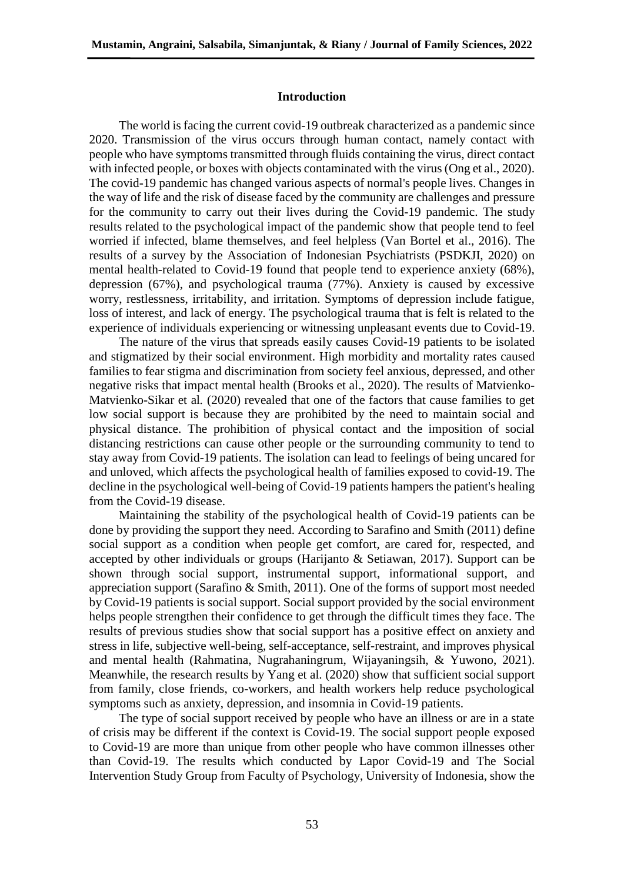## Introduction

The world is facing the current covid-19 outbreak characterized as a pandemic since 2020. Transmission of the virus occurs through human contact, namely contact with people who have symptoms transmitted through fluids containing the virus, direct contact with infected people, or boxes with objects contaminated with the virus (Ong et al., 2020). The covid-19 pandemic has changed various aspects of normal's people lives. Changes in the way of life and the risk of disease faced by the community are challenges and pressure for the community to carry out their lives during the Covid-19 pandemic. The study results related to the psychological impact of the pandemic show that people tend to feel worried if infected, blame themselves, and feel helpless (Van Bortel et al., 2016). The results of a survey by the Association of Indonesian Psychiatrists (PSDKJI, 2020) on mental health-related to Covid-19 found that people tend to experience anxiety (68%), depression (67%), and psychological trauma (77%). Anxiety is caused by excessive worry, restlessness, irritability, and irritation. Symptoms of depression include fatigue, loss of interest, and lack of energy. The psychological trauma that is felt is related to the experience of individuals experiencing or witnessing unpleasant events due to Covid-19.

The nature of the virus that spreads easily causes Covid-19 patients to be isolated and stigmatized by their social environment. High morbidity and mortality rates caused families to fear stigma and discrimination from society feel anxious, depressed, and other negative risks that impact mental health (Brooks et al., 2020). The results of Matvienko-Matvienko-Sikar et al. (2020) revealed that one of the factors that cause families to get low social support is because they are prohibited by the need to maintain social and physical distance. The prohibition of physical contact and the imposition of social distancing restrictions can cause other people or the surrounding community to tend to stay away from Covid-19 patients. The isolation can lead to feelings of being uncared for and unloved, which affects the psychological health of families exposed to covid-19. The decline in the psychological well-being of Covid-19 patients hampers the patient's healing from the Covid-19 disease.

Maintaining the stability of the psychological health of Covid-19 patients can be done by providing the support they need. According to Sarafino and Smith (2011) define social support as a condition when people get comfort, are cared for, respected, and accepted by other individuals or groups (Harijanto & Setiawan, 2017). Support can be shown through social support, instrumental support, informational support, and appreciation support (Sarafino & Smith, 2011). One of the forms of support most needed by Covid-19 patients is social support. Social support provided by the social environment helps people strengthen their confidence to get through the difficult times they face. The results of previous studies show that social support has a positive effect on anxiety and stress in life, subjective well-being, self-acceptance, self-restraint, and improves physical and mental health (Rahmatina, Nugrahaningrum, Wijayaningsih, & Yuwono, 2021). Meanwhile, the research results by Yang et al. (2020) show that sufficient social support from family, close friends, co-workers, and health workers help reduce psychological symptoms such as anxiety, depression, and insomnia in Covid-19 patients.

The type of social support received by people who have an illness or are in a state of crisis may be different if the context is Covid-19. The social support people exposed to Covid-19 are more than unique from other people who have common illnesses other than Covid-19. The results which conducted by Lapor Covid-19 and The Social Intervention Study Group from Faculty of Psychology, University of Indonesia, show the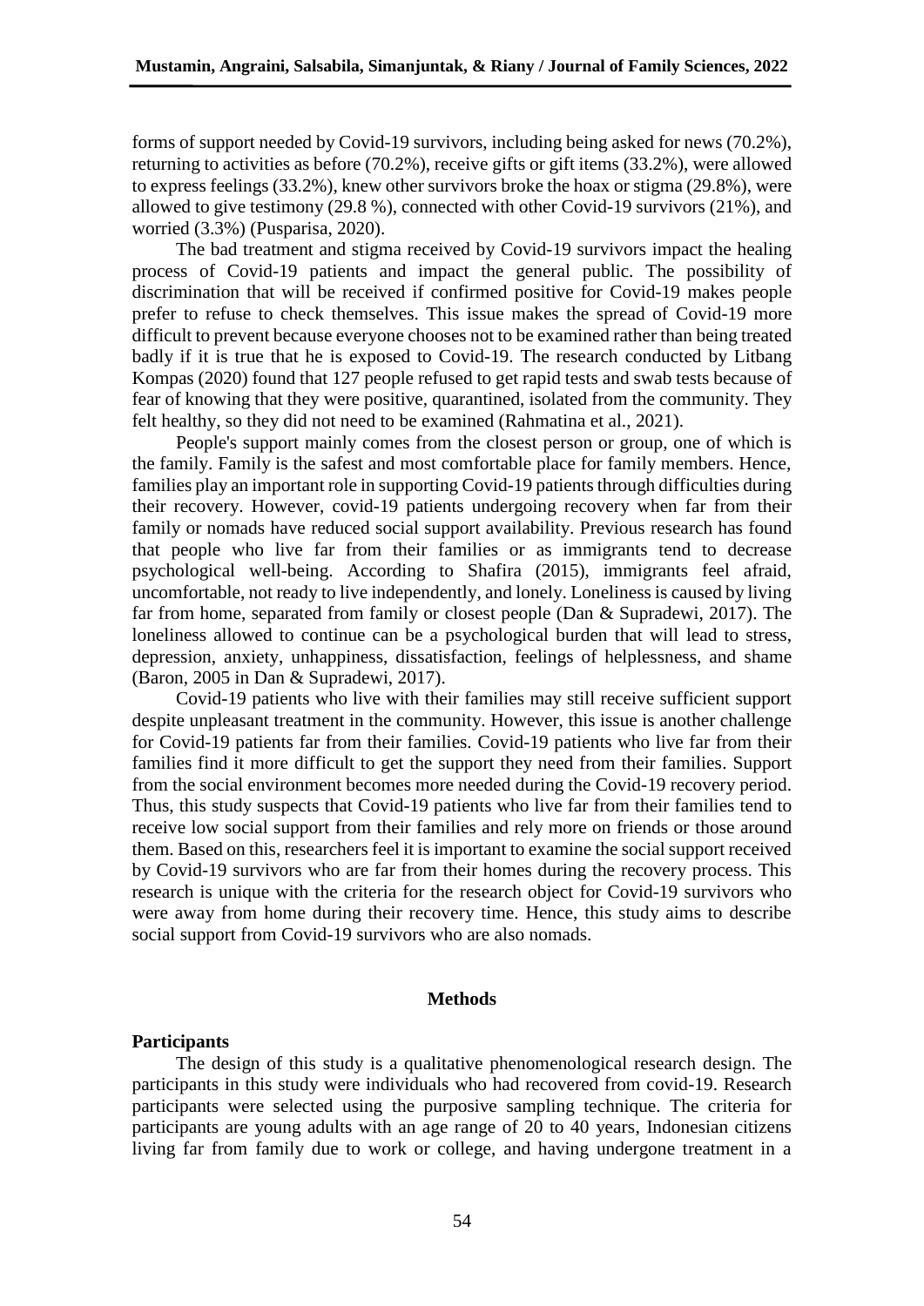forms of support needed by Covid-19 survivors, including being asked for news (70.2%), returning to activities as before (70.2%), receive gifts or gift items (33.2%), were allowed to express feelings (33.2%), knew other survivors broke the hoax or stigma (29.8%), were allowed to give testimony (29.8 %), connected with other Covid-19 survivors (21%), and worried (3.3%) (Pusparisa, 2020).

The bad treatment and stigma received by Covid-19 survivors impact the healing process of Covid-19 patients and impact the general public. The possibility of discrimination that will be received if confirmed positive for Covid-19 makes people prefer to refuse to check themselves. This issue makes the spread of Covid-19 more difficult to prevent because everyone chooses not to be examined rather than being treated badly if it is true that he is exposed to Covid-19. The research conducted by Litbang Kompas (2020) found that 127 people refused to get rapid tests and swab tests because of fear of knowing that they were positive, quarantined, isolated from the community. They felt healthy, so they did not need to be examined (Rahmatina et al., 2021).

People's support mainly comes from the closest person or group, one of which is the family. Family is the safest and most comfortable place for family members. Hence, families play an important role in supporting Covid-19 patients through difficulties during their recovery. However, covid-19 patients undergoing recovery when far from their family or nomads have reduced social support availability. Previous research has found that people who live far from their families or as immigrants tend to decrease psychological well-being. According to Shafira (2015), immigrants feel afraid, uncomfortable, not ready to live independently, and lonely. Loneliness is caused by living far from home, separated from family or closest people (Dan & Supradewi, 2017). The loneliness allowed to continue can be a psychological burden that will lead to stress, depression, anxiety, unhappiness, dissatisfaction, feelings of helplessness, and shame (Baron, 2005 in Dan & Supradewi, 2017).

Covid-19 patients who live with their families may still receive sufficient support despite unpleasant treatment in the community. However, this issue is another challenge for Covid-19 patients far from their families. Covid-19 patients who live far from their families find it more difficult to get the support they need from their families. Support from the social environment becomes more needed during the Covid-19 recovery period. Thus, this study suspects that Covid-19 patients who live far from their families tend to receive low social support from their families and rely more on friends or those around them. Based on this, researchers feel it is important to examine the social support received by Covid-19 survivors who are far from their homes during the recovery process. This research is unique with the criteria for the research object for Covid-19 survivors who were away from home during their recovery time. Hence, this study aims to describe social support from Covid-19 survivors who are also nomads.

## Methods

### Participants

The design of this study is a qualitative phenomenological research design. The participants in this study were individuals who had recovered from covid-19. Research participants were selected using the purposive sampling technique. The criteria for participants are young adults with an age range of 20 to 40 years, Indonesian citizens living far from family due to work or college, and having undergone treatment in a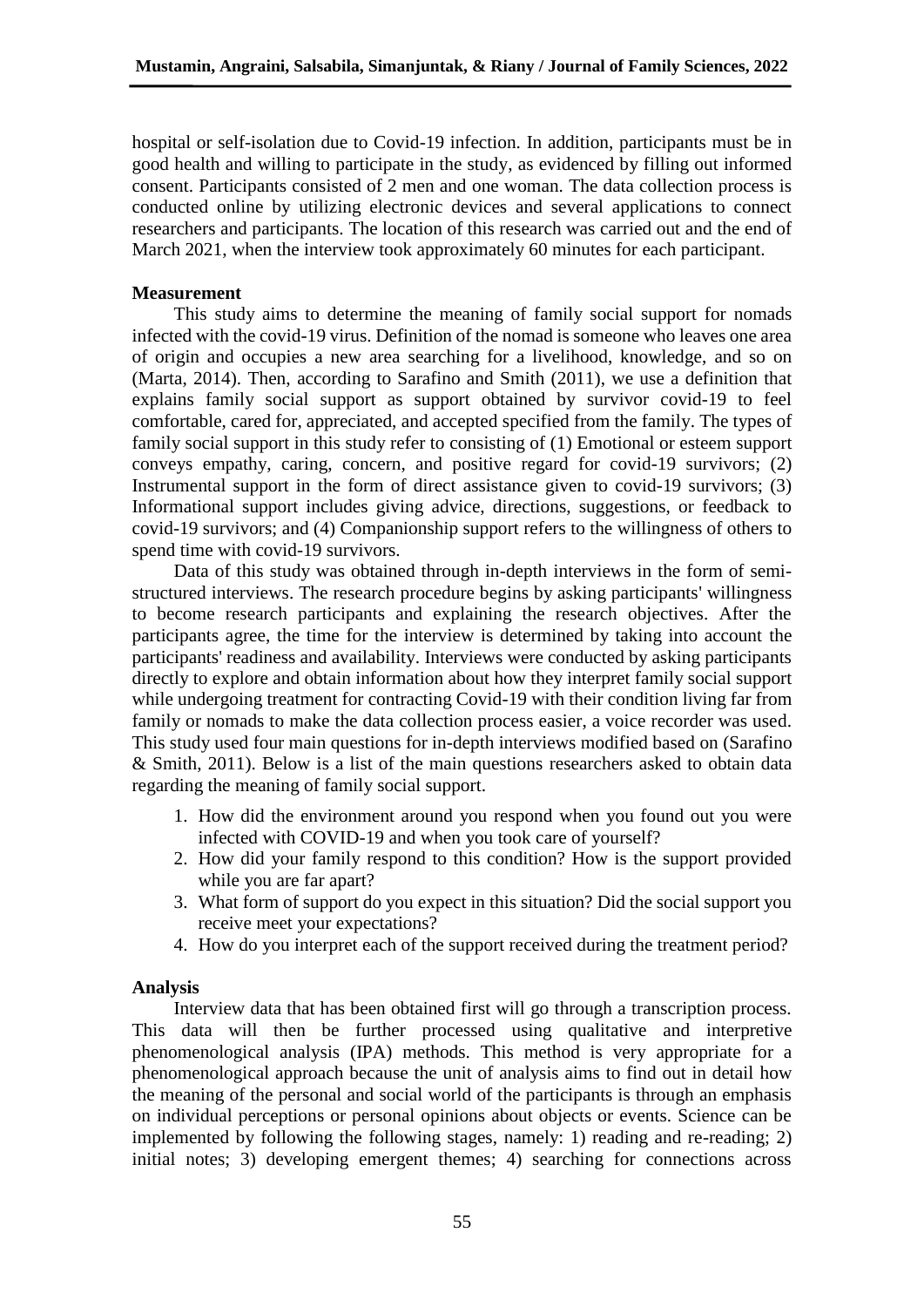hospital or self-isolation due to Covid-19 infection. In addition, participants must be in good health and willing to participate in the study, as evidenced by filling out informed consent. Participants consisted of 2 men and one woman. The data collection process is conducted online by utilizing electronic devices and several applications to connect researchers and participants. The location of this research was carried out and the end of March 2021, when the interview took approximately 60 minutes for each participant.

### Measurement

This study aims to determine the meaning of family social support for nomads infected with the covid-19 virus. Definition of the nomad is someone who leaves one area of origin and occupies a new area searching for a livelihood, knowledge, and so on (Marta, 2014). Then, according to Sarafino and Smith (2011), we use a definition that explains family social support as support obtained by survivor covid-19 to feel comfortable, cared for, appreciated, and accepted specified from the family. The types of family social support in this study refer to consisting of (1) Emotional or esteem support conveys empathy, caring, concern, and positive regard for covid-19 survivors; (2) Instrumental support in the form of direct assistance given to covid-19 survivors; (3) Informational support includes giving advice, directions, suggestions, or feedback to covid-19 survivors; and (4) Companionship support refers to the willingness of others to spend time with covid-19 survivors.

Data of this study was obtained through in-depth interviews in the form of semi-structured interviews. The research procedure begins by asking participants' willingness to become research participants and explaining the research objectives. After the participants agree, the time for the interview is determined by taking into account the participants' readiness and availability. Interviews were conducted by asking participants directly to explore and obtain information about how they interpret family social support while undergoing treatment for contracting Covid-19 with their condition living far from family or nomads to make the data collection process easier, a voice recorder was used. This study used four main questions for in-depth interviews modified based on (Sarafino & Smith, 2011). Below is a list of the main questions researchers asked to obtain data regarding the meaning of family social support.

1. How did the environment around you respond when you found out you were infected with COVID-19 and when you took care of yourself?
2. How did your family respond to this condition? How is the support provided while you are far apart?
3. What form of support do you expect in this situation? Did the social support you receive meet your expectations?
4. How do you interpret each of the support received during the treatment period?

### Analysis

Interview data that has been obtained first will go through a transcription process. This data will then be further processed using qualitative and interpretive phenomenological analysis (IPA) methods. This method is very appropriate for a phenomenological approach because the unit of analysis aims to find out in detail how the meaning of the personal and social world of the participants is through an emphasis on individual perceptions or personal opinions about objects or events. Science can be implemented by following the following stages, namely: 1) reading and re-reading; 2) initial notes; 3) developing emergent themes; 4) searching for connections across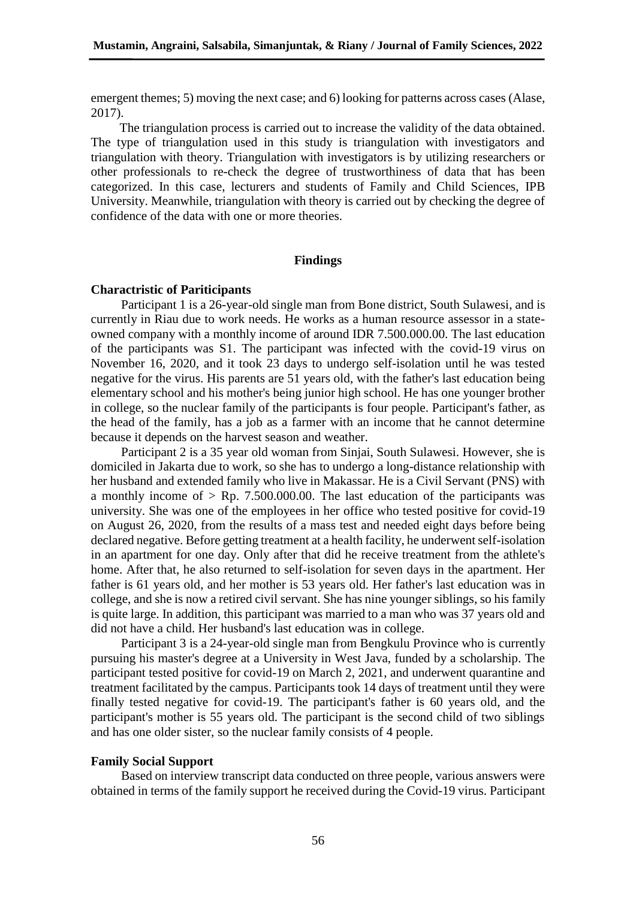emergent themes; 5) moving the next case; and 6) looking for patterns across cases (Alase, 2017).

The triangulation process is carried out to increase the validity of the data obtained. The type of triangulation used in this study is triangulation with investigators and triangulation with theory. Triangulation with investigators is by utilizing researchers or other professionals to re-check the degree of trustworthiness of data that has been categorized. In this case, lecturers and students of Family and Child Sciences, IPB University. Meanwhile, triangulation with theory is carried out by checking the degree of confidence of the data with one or more theories.

## Findings

### Charactristic of Pariticipants

Participant 1 is a 26-year-old single man from Bone district, South Sulawesi, and is currently in Riau due to work needs. He works as a human resource assessor in a state-owned company with a monthly income of around IDR 7.500.000.00. The last education of the participants was S1. The participant was infected with the covid-19 virus on November 16, 2020, and it took 23 days to undergo self-isolation until he was tested negative for the virus. His parents are 51 years old, with the father's last education being elementary school and his mother's being junior high school. He has one younger brother in college, so the nuclear family of the participants is four people. Participant's father, as the head of the family, has a job as a farmer with an income that he cannot determine because it depends on the harvest season and weather.

Participant 2 is a 35 year old woman from Sinjai, South Sulawesi. However, she is domiciled in Jakarta due to work, so she has to undergo a long-distance relationship with her husband and extended family who live in Makassar. He is a Civil Servant (PNS) with a monthly income of > Rp. 7.500.000.00. The last education of the participants was university. She was one of the employees in her office who tested positive for covid-19 on August 26, 2020, from the results of a mass test and needed eight days before being declared negative. Before getting treatment at a health facility, he underwent self-isolation in an apartment for one day. Only after that did he receive treatment from the athlete's home. After that, he also returned to self-isolation for seven days in the apartment. Her father is 61 years old, and her mother is 53 years old. Her father's last education was in college, and she is now a retired civil servant. She has nine younger siblings, so his family is quite large. In addition, this participant was married to a man who was 37 years old and did not have a child. Her husband's last education was in college.

Participant 3 is a 24-year-old single man from Bengkulu Province who is currently pursuing his master's degree at a University in West Java, funded by a scholarship. The participant tested positive for covid-19 on March 2, 2021, and underwent quarantine and treatment facilitated by the campus. Participants took 14 days of treatment until they were finally tested negative for covid-19. The participant's father is 60 years old, and the participant's mother is 55 years old. The participant is the second child of two siblings and has one older sister, so the nuclear family consists of 4 people.

### Family Social Support

Based on interview transcript data conducted on three people, various answers were obtained in terms of the family support he received during the Covid-19 virus. Participant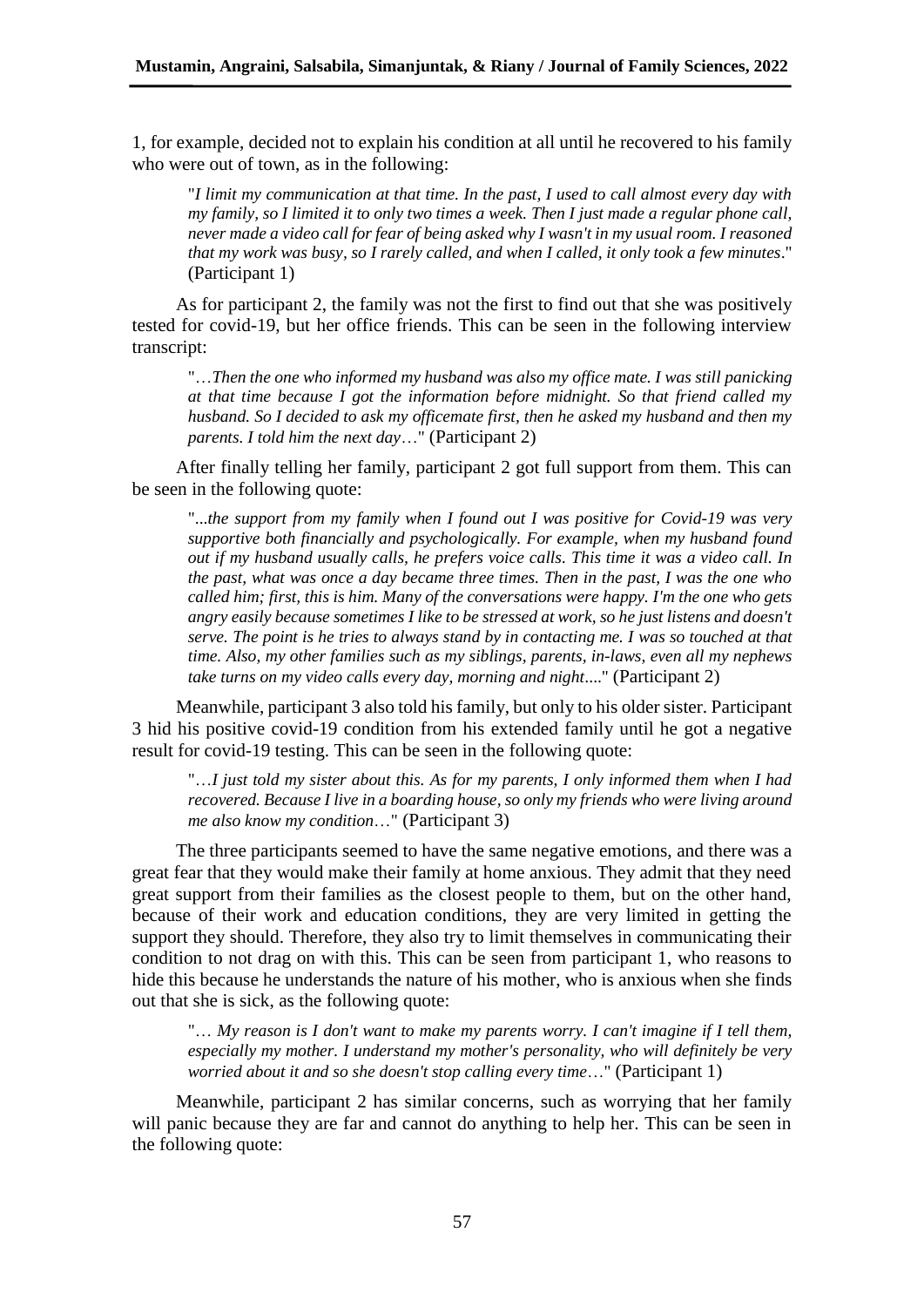1, for example, decided not to explain his condition at all until he recovered to his family who were out of town, as in the following:

> "*I limit my communication at that time. In the past, I used to call almost every day with my family, so I limited it to only two times a week. Then I just made a regular phone call, never made a video call for fear of being asked why I wasn't in my usual room. I reasoned that my work was busy, so I rarely called, and when I called, it only took a few minutes*." (Participant 1)

As for participant 2, the family was not the first to find out that she was positively tested for covid-19, but her office friends. This can be seen in the following interview transcript:

> "*…Then the one who informed my husband was also my office mate. I was still panicking at that time because I got the information before midnight. So that friend called my husband. So I decided to ask my officemate first, then he asked my husband and then my parents. I told him the next day…*" (Participant 2)

After finally telling her family, participant 2 got full support from them. This can be seen in the following quote:

> "*...the support from my family when I found out I was positive for Covid-19 was very supportive both financially and psychologically. For example, when my husband found out if my husband usually calls, he prefers voice calls. This time it was a video call. In the past, what was once a day became three times. Then in the past, I was the one who called him; first, this is him. Many of the conversations were happy. I'm the one who gets angry easily because sometimes I like to be stressed at work, so he just listens and doesn't serve. The point is he tries to always stand by in contacting me. I was so touched at that time. Also, my other families such as my siblings, parents, in-laws, even all my nephews take turns on my video calls every day, morning and night....*" (Participant 2)

Meanwhile, participant 3 also told his family, but only to his older sister. Participant 3 hid his positive covid-19 condition from his extended family until he got a negative result for covid-19 testing. This can be seen in the following quote:

> "*…I just told my sister about this. As for my parents, I only informed them when I had recovered. Because I live in a boarding house, so only my friends who were living around me also know my condition…*" (Participant 3)

The three participants seemed to have the same negative emotions, and there was a great fear that they would make their family at home anxious. They admit that they need great support from their families as the closest people to them, but on the other hand, because of their work and education conditions, they are very limited in getting the support they should. Therefore, they also try to limit themselves in communicating their condition to not drag on with this. This can be seen from participant 1, who reasons to hide this because he understands the nature of his mother, who is anxious when she finds out that she is sick, as the following quote:

> "*… My reason is I don't want to make my parents worry. I can't imagine if I tell them, especially my mother. I understand my mother's personality, who will definitely be very worried about it and so she doesn't stop calling every time…*" (Participant 1)

Meanwhile, participant 2 has similar concerns, such as worrying that her family will panic because they are far and cannot do anything to help her. This can be seen in the following quote: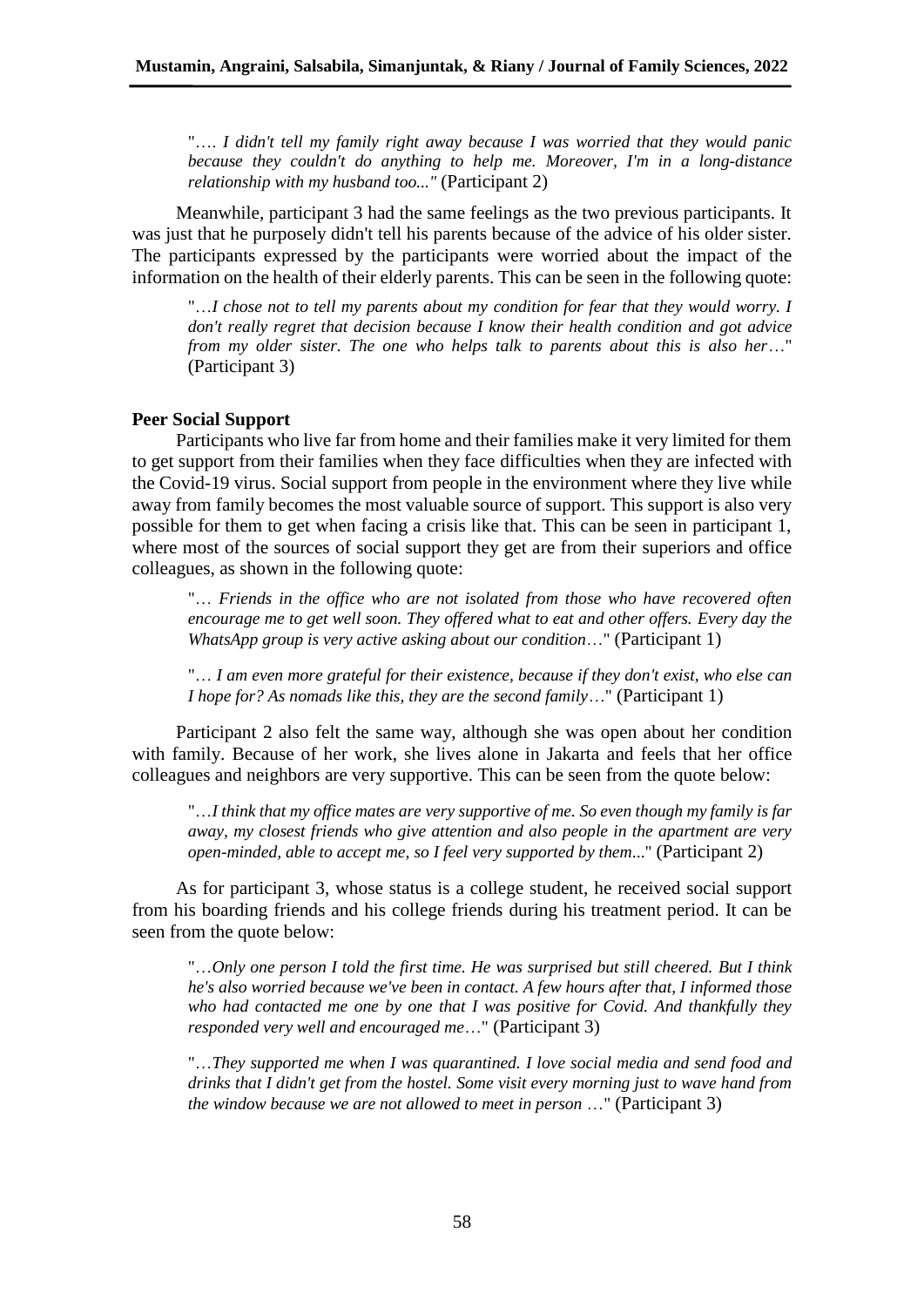"*…. I didn't tell my family right away because I was worried that they would panic because they couldn't do anything to help me. Moreover, I'm in a long-distance relationship with my husband too..."* (Participant 2)

Meanwhile, participant 3 had the same feelings as the two previous participants. It was just that he purposely didn't tell his parents because of the advice of his older sister. The participants expressed by the participants were worried about the impact of the information on the health of their elderly parents. This can be seen in the following quote:

"*…I chose not to tell my parents about my condition for fear that they would worry. I don't really regret that decision because I know their health condition and got advice from my older sister. The one who helps talk to parents about this is also her…*" (Participant 3)

**Peer Social Support**

Participants who live far from home and their families make it very limited for them to get support from their families when they face difficulties when they are infected with the Covid-19 virus. Social support from people in the environment where they live while away from family becomes the most valuable source of support. This support is also very possible for them to get when facing a crisis like that. This can be seen in participant 1, where most of the sources of social support they get are from their superiors and office colleagues, as shown in the following quote:

"*… Friends in the office who are not isolated from those who have recovered often encourage me to get well soon. They offered what to eat and other offers. Every day the WhatsApp group is very active asking about our condition…*" (Participant 1)

"*… I am even more grateful for their existence, because if they don't exist, who else can I hope for? As nomads like this, they are the second family…*" (Participant 1)

Participant 2 also felt the same way, although she was open about her condition with family. Because of her work, she lives alone in Jakarta and feels that her office colleagues and neighbors are very supportive. This can be seen from the quote below:

"*…I think that my office mates are very supportive of me. So even though my family is far away, my closest friends who give attention and also people in the apartment are very open-minded, able to accept me, so I feel very supported by them...*" (Participant 2)

As for participant 3, whose status is a college student, he received social support from his boarding friends and his college friends during his treatment period. It can be seen from the quote below:

"*…Only one person I told the first time. He was surprised but still cheered. But I think he's also worried because we've been in contact. A few hours after that, I informed those who had contacted me one by one that I was positive for Covid. And thankfully they responded very well and encouraged me…*" (Participant 3)

"*…They supported me when I was quarantined. I love social media and send food and drinks that I didn't get from the hostel. Some visit every morning just to wave hand from the window because we are not allowed to meet in person …*" (Participant 3)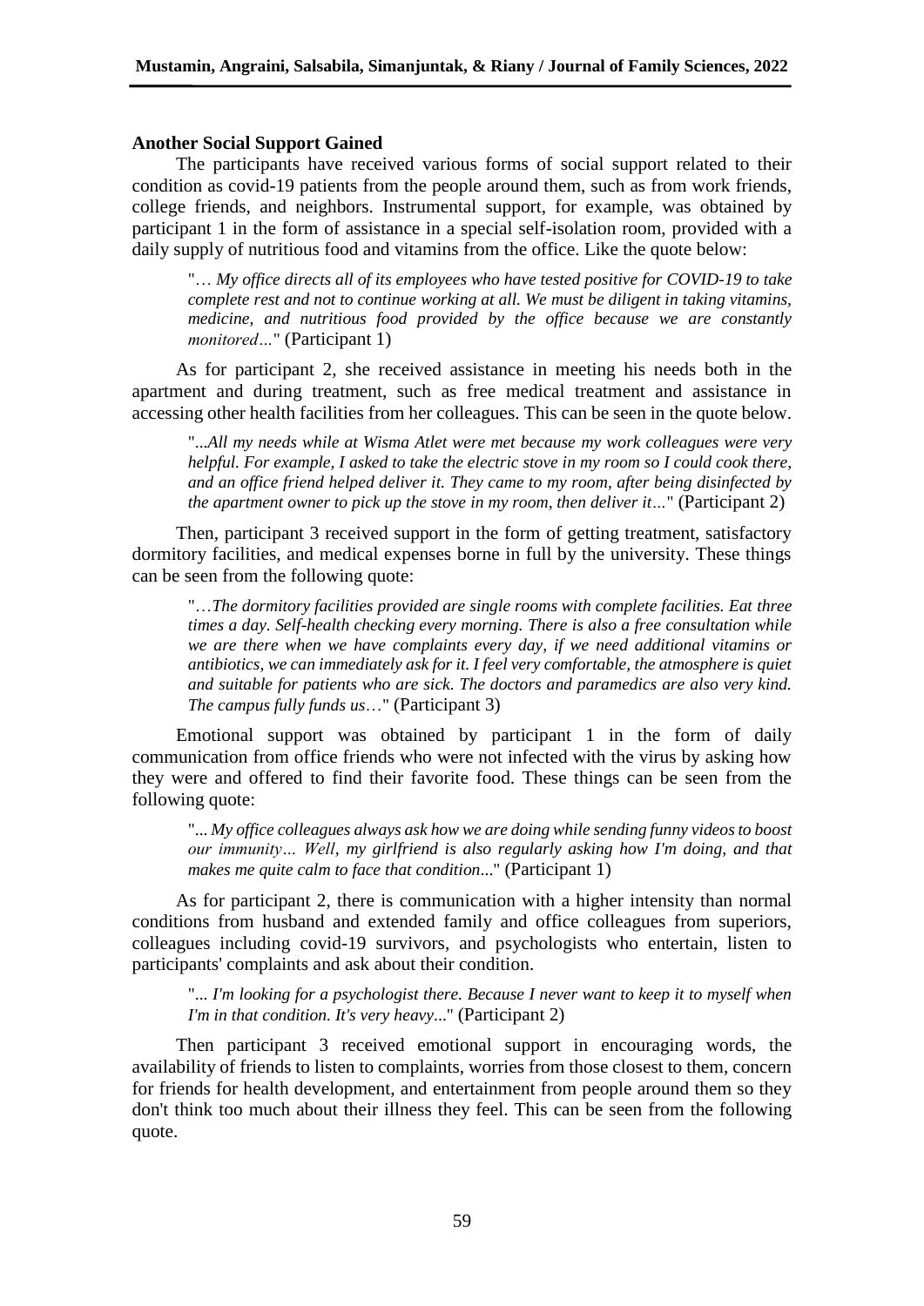**Another Social Support Gained**

The participants have received various forms of social support related to their condition as covid-19 patients from the people around them, such as from work friends, college friends, and neighbors. Instrumental support, for example, was obtained by participant 1 in the form of assistance in a special self-isolation room, provided with a daily supply of nutritious food and vitamins from the office. Like the quote below:

> "*… My office directs all of its employees who have tested positive for COVID-19 to take complete rest and not to continue working at all. We must be diligent in taking vitamins, medicine, and nutritious food provided by the office because we are constantly monitored…*" (Participant 1)

As for participant 2, she received assistance in meeting his needs both in the apartment and during treatment, such as free medical treatment and assistance in accessing other health facilities from her colleagues. This can be seen in the quote below.

> "*...All my needs while at Wisma Atlet were met because my work colleagues were very helpful. For example, I asked to take the electric stove in my room so I could cook there, and an office friend helped deliver it. They came to my room, after being disinfected by the apartment owner to pick up the stove in my room, then deliver it…*" (Participant 2)

Then, participant 3 received support in the form of getting treatment, satisfactory dormitory facilities, and medical expenses borne in full by the university. These things can be seen from the following quote:

> "*…The dormitory facilities provided are single rooms with complete facilities. Eat three times a day. Self-health checking every morning. There is also a free consultation while we are there when we have complaints every day, if we need additional vitamins or antibiotics, we can immediately ask for it. I feel very comfortable, the atmosphere is quiet and suitable for patients who are sick. The doctors and paramedics are also very kind. The campus fully funds us…*" (Participant 3)

Emotional support was obtained by participant 1 in the form of daily communication from office friends who were not infected with the virus by asking how they were and offered to find their favorite food. These things can be seen from the following quote:

> "*... My office colleagues always ask how we are doing while sending funny videos to boost our immunity… Well, my girlfriend is also regularly asking how I'm doing, and that makes me quite calm to face that condition...*" (Participant 1)

As for participant 2, there is communication with a higher intensity than normal conditions from husband and extended family and office colleagues from superiors, colleagues including covid-19 survivors, and psychologists who entertain, listen to participants' complaints and ask about their condition.

> "*... I'm looking for a psychologist there. Because I never want to keep it to myself when I'm in that condition. It's very heavy...*" (Participant 2)

Then participant 3 received emotional support in encouraging words, the availability of friends to listen to complaints, worries from those closest to them, concern for friends for health development, and entertainment from people around them so they don't think too much about their illness they feel. This can be seen from the following quote.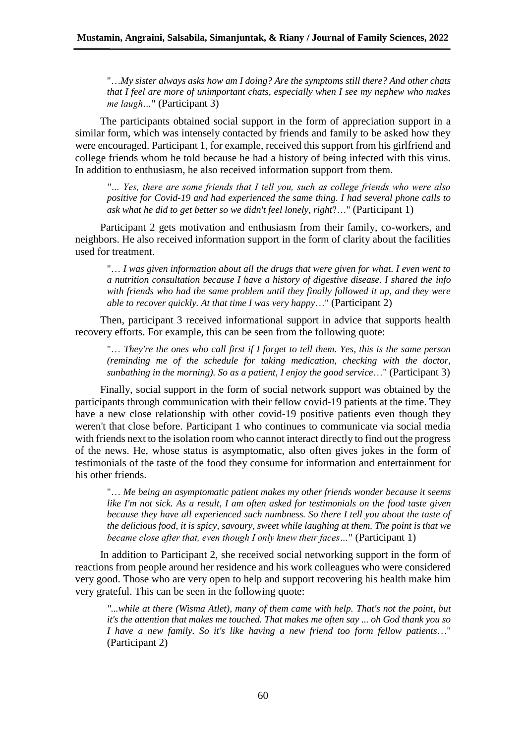"…*My sister always asks how am I doing? Are the symptoms still there? And other chats that I feel are more of unimportant chats, especially when I see my nephew who makes me laugh…*" (Participant 3)

The participants obtained social support in the form of appreciation support in a similar form, which was intensely contacted by friends and family to be asked how they were encouraged. Participant 1, for example, received this support from his girlfriend and college friends whom he told because he had a history of being infected with this virus. In addition to enthusiasm, he also received information support from them.

*"… Yes, there are some friends that I tell you, such as college friends who were also positive for Covid-19 and had experienced the same thing. I had several phone calls to ask what he did to get better so we didn't feel lonely, right*?…" (Participant 1)

Participant 2 gets motivation and enthusiasm from their family, co-workers, and neighbors. He also received information support in the form of clarity about the facilities used for treatment.

"… *I was given information about all the drugs that were given for what. I even went to a nutrition consultation because I have a history of digestive disease. I shared the info with friends who had the same problem until they finally followed it up, and they were able to recover quickly. At that time I was very happy*…" (Participant 2)

Then, participant 3 received informational support in advice that supports health recovery efforts. For example, this can be seen from the following quote:

"… *They're the ones who call first if I forget to tell them. Yes, this is the same person (reminding me of the schedule for taking medication, checking with the doctor, sunbathing in the morning). So as a patient, I enjoy the good service*…" (Participant 3)

Finally, social support in the form of social network support was obtained by the participants through communication with their fellow covid-19 patients at the time. They have a new close relationship with other covid-19 positive patients even though they weren't that close before. Participant 1 who continues to communicate via social media with friends next to the isolation room who cannot interact directly to find out the progress of the news. He, whose status is asymptomatic, also often gives jokes in the form of testimonials of the taste of the food they consume for information and entertainment for his other friends.

"… *Me being an asymptomatic patient makes my other friends wonder because it seems like I'm not sick. As a result, I am often asked for testimonials on the food taste given because they have all experienced such numbness. So there I tell you about the taste of the delicious food, it is spicy, savoury, sweet while laughing at them. The point is that we became close after that, even though I only knew their faces…*" (Participant 1)

In addition to Participant 2, she received social networking support in the form of reactions from people around her residence and his work colleagues who were considered very good. Those who are very open to help and support recovering his health make him very grateful. This can be seen in the following quote:

*"...while at there (Wisma Atlet), many of them came with help. That's not the point, but it's the attention that makes me touched. That makes me often say ... oh God thank you so I have a new family. So it's like having a new friend too form fellow patients*…" (Participant 2)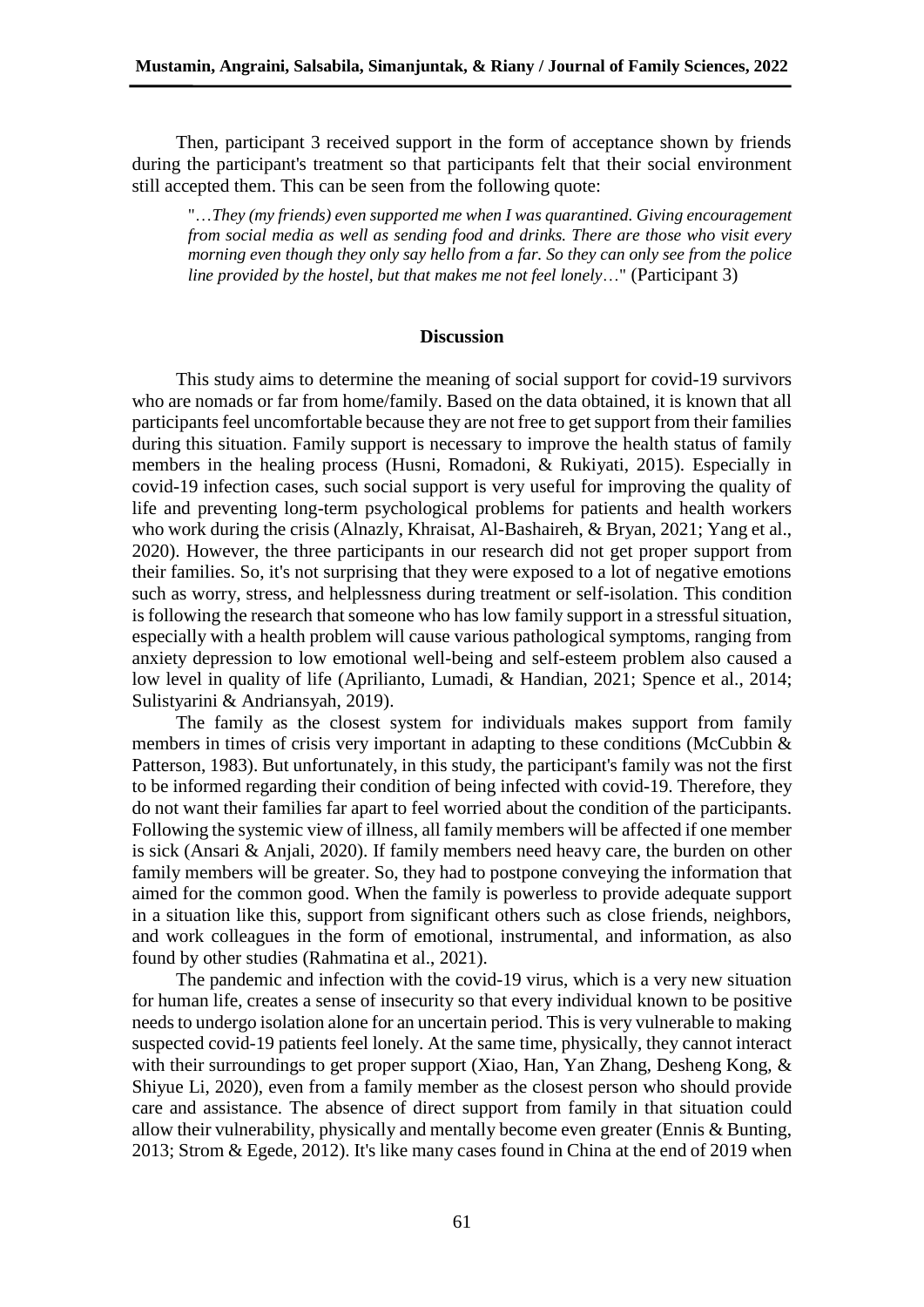Then, participant 3 received support in the form of acceptance shown by friends during the participant's treatment so that participants felt that their social environment still accepted them. This can be seen from the following quote:

> "…*They (my friends) even supported me when I was quarantined. Giving encouragement from social media as well as sending food and drinks. There are those who visit every morning even though they only say hello from a far. So they can only see from the police line provided by the hostel, but that makes me not feel lonely*…" (Participant 3)

## Discussion

This study aims to determine the meaning of social support for covid-19 survivors who are nomads or far from home/family. Based on the data obtained, it is known that all participants feel uncomfortable because they are not free to get support from their families during this situation. Family support is necessary to improve the health status of family members in the healing process (Husni, Romadoni, & Rukiyati, 2015). Especially in covid-19 infection cases, such social support is very useful for improving the quality of life and preventing long-term psychological problems for patients and health workers who work during the crisis (Alnazly, Khraisat, Al-Bashaireh, & Bryan, 2021; Yang et al., 2020). However, the three participants in our research did not get proper support from their families. So, it's not surprising that they were exposed to a lot of negative emotions such as worry, stress, and helplessness during treatment or self-isolation. This condition is following the research that someone who has low family support in a stressful situation, especially with a health problem will cause various pathological symptoms, ranging from anxiety depression to low emotional well-being and self-esteem problem also caused a low level in quality of life (Aprilianto, Lumadi, & Handian, 2021; Spence et al., 2014; Sulistyarini & Andriansyah, 2019).

The family as the closest system for individuals makes support from family members in times of crisis very important in adapting to these conditions (McCubbin & Patterson, 1983). But unfortunately, in this study, the participant's family was not the first to be informed regarding their condition of being infected with covid-19. Therefore, they do not want their families far apart to feel worried about the condition of the participants. Following the systemic view of illness, all family members will be affected if one member is sick (Ansari & Anjali, 2020). If family members need heavy care, the burden on other family members will be greater. So, they had to postpone conveying the information that aimed for the common good. When the family is powerless to provide adequate support in a situation like this, support from significant others such as close friends, neighbors, and work colleagues in the form of emotional, instrumental, and information, as also found by other studies (Rahmatina et al., 2021).

The pandemic and infection with the covid-19 virus, which is a very new situation for human life, creates a sense of insecurity so that every individual known to be positive needs to undergo isolation alone for an uncertain period. This is very vulnerable to making suspected covid-19 patients feel lonely. At the same time, physically, they cannot interact with their surroundings to get proper support (Xiao, Han, Yan Zhang, Desheng Kong, & Shiyue Li, 2020), even from a family member as the closest person who should provide care and assistance. The absence of direct support from family in that situation could allow their vulnerability, physically and mentally become even greater (Ennis & Bunting, 2013; Strom & Egede, 2012). It's like many cases found in China at the end of 2019 when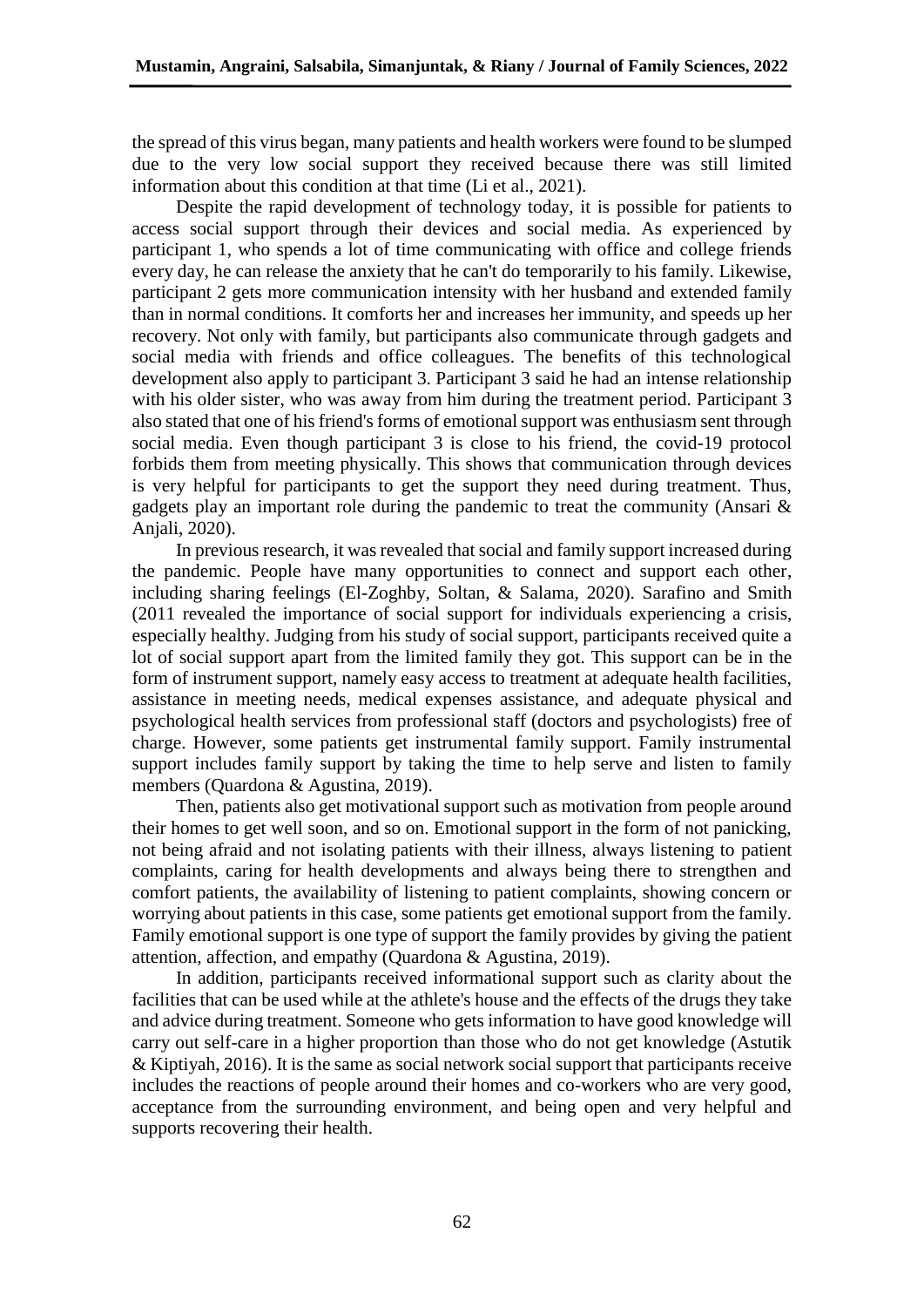the spread of this virus began, many patients and health workers were found to be slumped due to the very low social support they received because there was still limited information about this condition at that time (Li et al., 2021).

Despite the rapid development of technology today, it is possible for patients to access social support through their devices and social media. As experienced by participant 1, who spends a lot of time communicating with office and college friends every day, he can release the anxiety that he can't do temporarily to his family. Likewise, participant 2 gets more communication intensity with her husband and extended family than in normal conditions. It comforts her and increases her immunity, and speeds up her recovery. Not only with family, but participants also communicate through gadgets and social media with friends and office colleagues. The benefits of this technological development also apply to participant 3. Participant 3 said he had an intense relationship with his older sister, who was away from him during the treatment period. Participant 3 also stated that one of his friend's forms of emotional support was enthusiasm sent through social media. Even though participant 3 is close to his friend, the covid-19 protocol forbids them from meeting physically. This shows that communication through devices is very helpful for participants to get the support they need during treatment. Thus, gadgets play an important role during the pandemic to treat the community (Ansari & Anjali, 2020).

In previous research, it was revealed that social and family support increased during the pandemic. People have many opportunities to connect and support each other, including sharing feelings (El-Zoghby, Soltan, & Salama, 2020). Sarafino and Smith (2011 revealed the importance of social support for individuals experiencing a crisis, especially healthy. Judging from his study of social support, participants received quite a lot of social support apart from the limited family they got. This support can be in the form of instrument support, namely easy access to treatment at adequate health facilities, assistance in meeting needs, medical expenses assistance, and adequate physical and psychological health services from professional staff (doctors and psychologists) free of charge. However, some patients get instrumental family support. Family instrumental support includes family support by taking the time to help serve and listen to family members (Quardona & Agustina, 2019).

Then, patients also get motivational support such as motivation from people around their homes to get well soon, and so on. Emotional support in the form of not panicking, not being afraid and not isolating patients with their illness, always listening to patient complaints, caring for health developments and always being there to strengthen and comfort patients, the availability of listening to patient complaints, showing concern or worrying about patients in this case, some patients get emotional support from the family. Family emotional support is one type of support the family provides by giving the patient attention, affection, and empathy (Quardona & Agustina, 2019).

In addition, participants received informational support such as clarity about the facilities that can be used while at the athlete's house and the effects of the drugs they take and advice during treatment. Someone who gets information to have good knowledge will carry out self-care in a higher proportion than those who do not get knowledge (Astutik & Kiptiyah, 2016). It is the same as social network social support that participants receive includes the reactions of people around their homes and co-workers who are very good, acceptance from the surrounding environment, and being open and very helpful and supports recovering their health.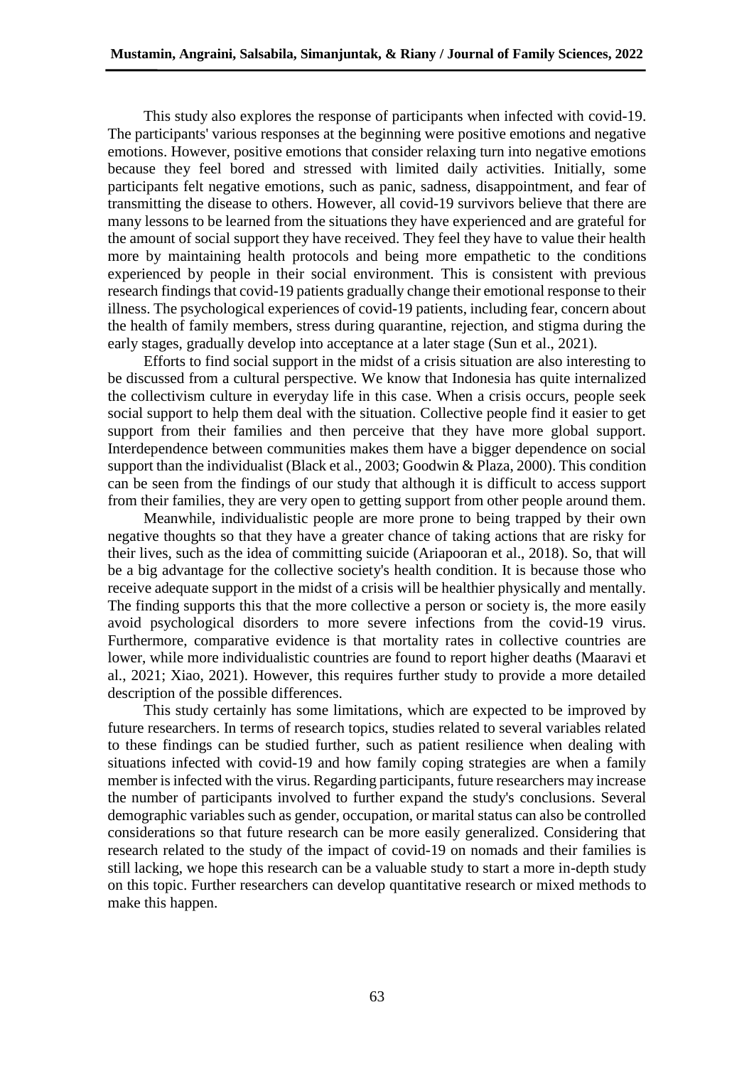This study also explores the response of participants when infected with covid-19. The participants' various responses at the beginning were positive emotions and negative emotions. However, positive emotions that consider relaxing turn into negative emotions because they feel bored and stressed with limited daily activities. Initially, some participants felt negative emotions, such as panic, sadness, disappointment, and fear of transmitting the disease to others. However, all covid-19 survivors believe that there are many lessons to be learned from the situations they have experienced and are grateful for the amount of social support they have received. They feel they have to value their health more by maintaining health protocols and being more empathetic to the conditions experienced by people in their social environment. This is consistent with previous research findings that covid-19 patients gradually change their emotional response to their illness. The psychological experiences of covid-19 patients, including fear, concern about the health of family members, stress during quarantine, rejection, and stigma during the early stages, gradually develop into acceptance at a later stage (Sun et al., 2021).

Efforts to find social support in the midst of a crisis situation are also interesting to be discussed from a cultural perspective. We know that Indonesia has quite internalized the collectivism culture in everyday life in this case. When a crisis occurs, people seek social support to help them deal with the situation. Collective people find it easier to get support from their families and then perceive that they have more global support. Interdependence between communities makes them have a bigger dependence on social support than the individualist (Black et al., 2003; Goodwin & Plaza, 2000). This condition can be seen from the findings of our study that although it is difficult to access support from their families, they are very open to getting support from other people around them.

Meanwhile, individualistic people are more prone to being trapped by their own negative thoughts so that they have a greater chance of taking actions that are risky for their lives, such as the idea of committing suicide (Ariapooran et al., 2018). So, that will be a big advantage for the collective society's health condition. It is because those who receive adequate support in the midst of a crisis will be healthier physically and mentally. The finding supports this that the more collective a person or society is, the more easily avoid psychological disorders to more severe infections from the covid-19 virus. Furthermore, comparative evidence is that mortality rates in collective countries are lower, while more individualistic countries are found to report higher deaths (Maaravi et al., 2021; Xiao, 2021). However, this requires further study to provide a more detailed description of the possible differences.

This study certainly has some limitations, which are expected to be improved by future researchers. In terms of research topics, studies related to several variables related to these findings can be studied further, such as patient resilience when dealing with situations infected with covid-19 and how family coping strategies are when a family member is infected with the virus. Regarding participants, future researchers may increase the number of participants involved to further expand the study's conclusions. Several demographic variables such as gender, occupation, or marital status can also be controlled considerations so that future research can be more easily generalized. Considering that research related to the study of the impact of covid-19 on nomads and their families is still lacking, we hope this research can be a valuable study to start a more in-depth study on this topic. Further researchers can develop quantitative research or mixed methods to make this happen.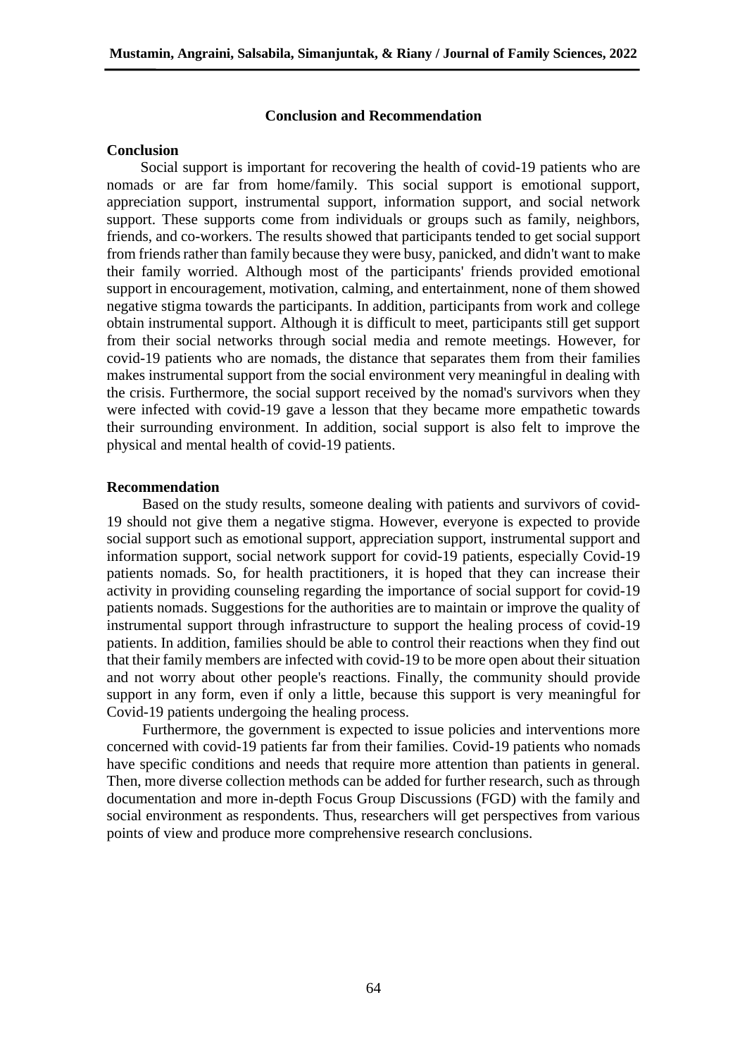## Conclusion and Recommendation

### Conclusion

Social support is important for recovering the health of covid-19 patients who are nomads or are far from home/family. This social support is emotional support, appreciation support, instrumental support, information support, and social network support. These supports come from individuals or groups such as family, neighbors, friends, and co-workers. The results showed that participants tended to get social support from friends rather than family because they were busy, panicked, and didn't want to make their family worried. Although most of the participants' friends provided emotional support in encouragement, motivation, calming, and entertainment, none of them showed negative stigma towards the participants. In addition, participants from work and college obtain instrumental support. Although it is difficult to meet, participants still get support from their social networks through social media and remote meetings. However, for covid-19 patients who are nomads, the distance that separates them from their families makes instrumental support from the social environment very meaningful in dealing with the crisis. Furthermore, the social support received by the nomad's survivors when they were infected with covid-19 gave a lesson that they became more empathetic towards their surrounding environment. In addition, social support is also felt to improve the physical and mental health of covid-19 patients.

### Recommendation

Based on the study results, someone dealing with patients and survivors of covid-19 should not give them a negative stigma. However, everyone is expected to provide social support such as emotional support, appreciation support, instrumental support and information support, social network support for covid-19 patients, especially Covid-19 patients nomads. So, for health practitioners, it is hoped that they can increase their activity in providing counseling regarding the importance of social support for covid-19 patients nomads. Suggestions for the authorities are to maintain or improve the quality of instrumental support through infrastructure to support the healing process of covid-19 patients. In addition, families should be able to control their reactions when they find out that their family members are infected with covid-19 to be more open about their situation and not worry about other people's reactions. Finally, the community should provide support in any form, even if only a little, because this support is very meaningful for Covid-19 patients undergoing the healing process.

Furthermore, the government is expected to issue policies and interventions more concerned with covid-19 patients far from their families. Covid-19 patients who nomads have specific conditions and needs that require more attention than patients in general. Then, more diverse collection methods can be added for further research, such as through documentation and more in-depth Focus Group Discussions (FGD) with the family and social environment as respondents. Thus, researchers will get perspectives from various points of view and produce more comprehensive research conclusions.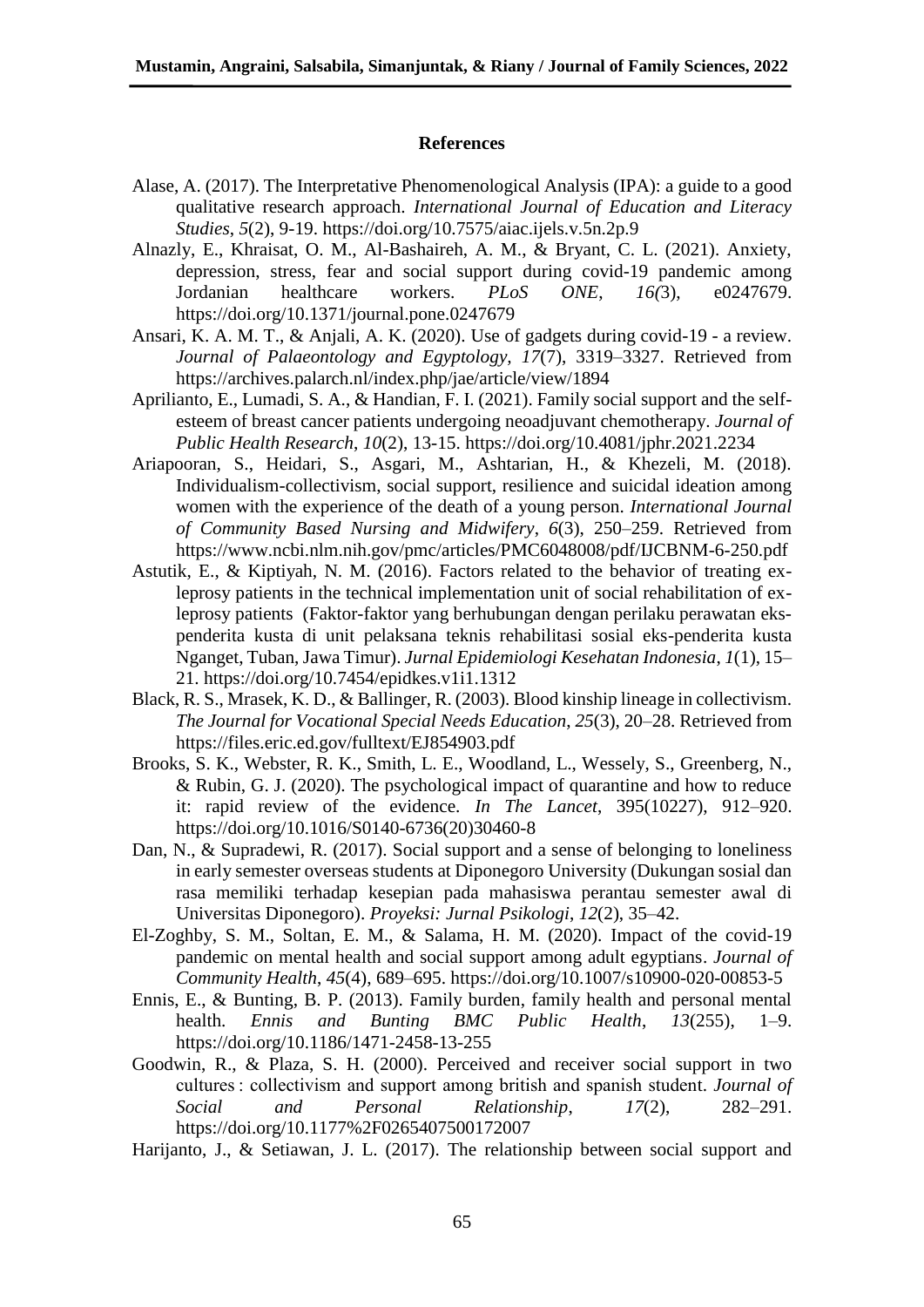### References

Alase, A. (2017). The Interpretative Phenomenological Analysis (IPA): a guide to a good qualitative research approach. *International Journal of Education and Literacy Studies*, *5*(2), 9-19. https://doi.org/10.7575/aiac.ijels.v.5n.2p.9

Alnazly, E., Khraisat, O. M., Al-Bashaireh, A. M., & Bryant, C. L. (2021). Anxiety, depression, stress, fear and social support during covid-19 pandemic among Jordanian healthcare workers. *PLoS ONE*, *16(*3), e0247679. https://doi.org/10.1371/journal.pone.0247679

Ansari, K. A. M. T., & Anjali, A. K. (2020). Use of gadgets during covid-19 - a review. *Journal of Palaeontology and Egyptology, 17*(7), 3319–3327. Retrieved from https://archives.palarch.nl/index.php/jae/article/view/1894

Aprilianto, E., Lumadi, S. A., & Handian, F. I. (2021). Family social support and the self-esteem of breast cancer patients undergoing neoadjuvant chemotherapy. *Journal of Public Health Research*, *10*(2), 13-15. https://doi.org/10.4081/jphr.2021.2234

Ariapooran, S., Heidari, S., Asgari, M., Ashtarian, H., & Khezeli, M. (2018). Individualism-collectivism, social support, resilience and suicidal ideation among women with the experience of the death of a young person. *International Journal of Community Based Nursing and Midwifery*, *6*(3), 250–259. Retrieved from https://www.ncbi.nlm.nih.gov/pmc/articles/PMC6048008/pdf/IJCBNM-6-250.pdf

Astutik, E., & Kiptiyah, N. M. (2016). Factors related to the behavior of treating ex-leprosy patients in the technical implementation unit of social rehabilitation of ex-leprosy patients (Faktor-faktor yang berhubungan dengan perilaku perawatan eks-penderita kusta di unit pelaksana teknis rehabilitasi sosial eks-penderita kusta Nganget, Tuban, Jawa Timur). *Jurnal Epidemiologi Kesehatan Indonesia*, *1*(1), 15–21. https://doi.org/10.7454/epidkes.v1i1.1312

Black, R. S., Mrasek, K. D., & Ballinger, R. (2003). Blood kinship lineage in collectivism. *The Journal for Vocational Special Needs Education*, *25*(3), 20–28. Retrieved from https://files.eric.ed.gov/fulltext/EJ854903.pdf

Brooks, S. K., Webster, R. K., Smith, L. E., Woodland, L., Wessely, S., Greenberg, N., & Rubin, G. J. (2020). The psychological impact of quarantine and how to reduce it: rapid review of the evidence. *In The Lancet*, 395(10227), 912–920. https://doi.org/10.1016/S0140-6736(20)30460-8

Dan, N., & Supradewi, R. (2017). Social support and a sense of belonging to loneliness in early semester overseas students at Diponegoro University (Dukungan sosial dan rasa memiliki terhadap kesepian pada mahasiswa perantau semester awal di Universitas Diponegoro). *Proyeksi: Jurnal Psikologi*, *12*(2), 35–42.

El-Zoghby, S. M., Soltan, E. M., & Salama, H. M. (2020). Impact of the covid-19 pandemic on mental health and social support among adult egyptians. *Journal of Community Health*, *45*(4), 689–695. https://doi.org/10.1007/s10900-020-00853-5

Ennis, E., & Bunting, B. P. (2013). Family burden, family health and personal mental health. *Ennis and Bunting BMC Public Health*, *13*(255), 1–9. https://doi.org/10.1186/1471-2458-13-255

Goodwin, R., & Plaza, S. H. (2000). Perceived and receiver social support in two cultures : collectivism and support among british and spanish student. *Journal of Social and Personal Relationship*, *17*(2), 282–291. https://doi.org/10.1177%2F0265407500172007

Harijanto, J., & Setiawan, J. L. (2017). The relationship between social support and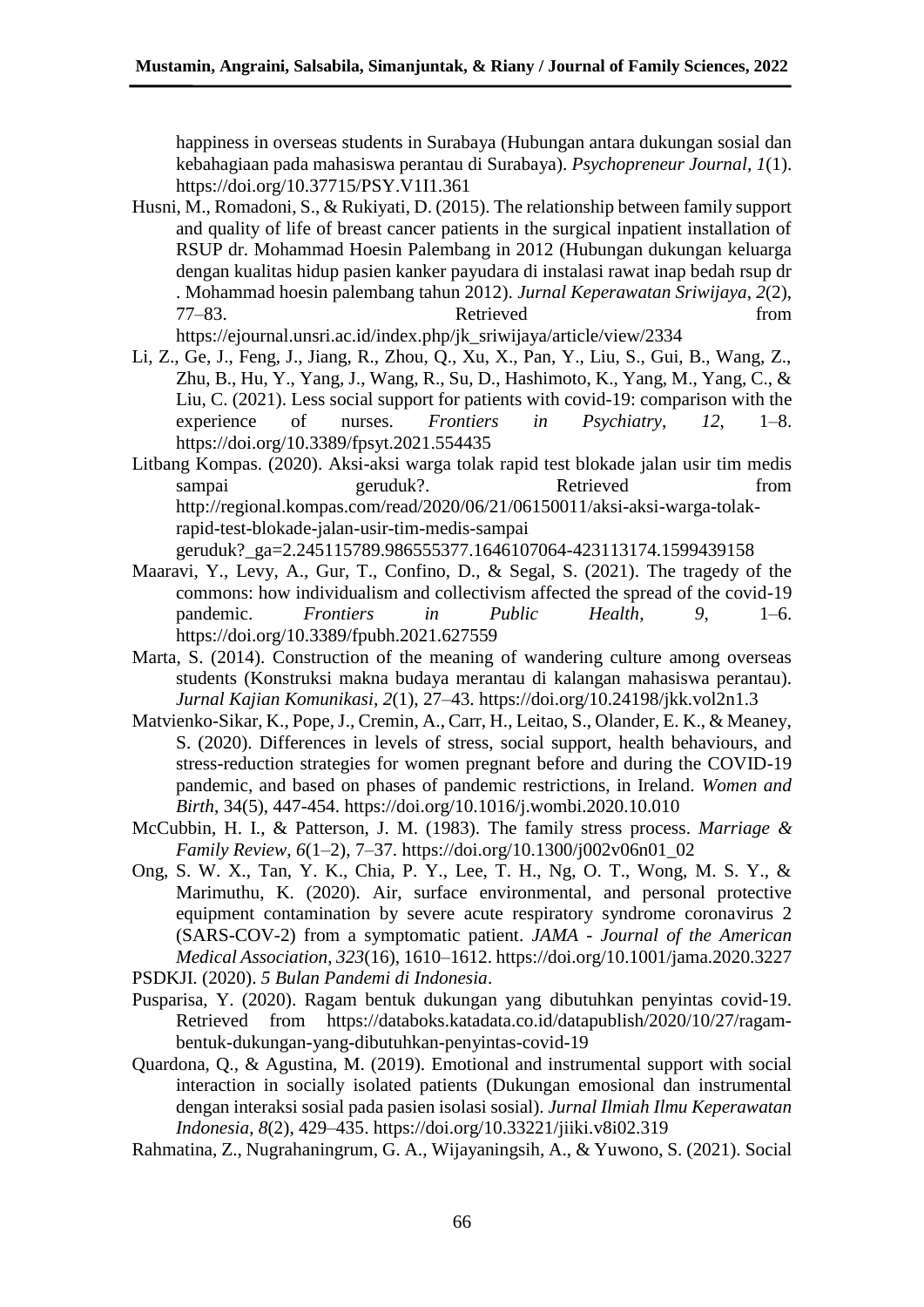happiness in overseas students in Surabaya (Hubungan antara dukungan sosial dan kebahagiaan pada mahasiswa perantau di Surabaya). *Psychopreneur Journal*, *1*(1). https://doi.org/10.37715/PSY.V1I1.361

Husni, M., Romadoni, S., & Rukiyati, D. (2015). The relationship between family support and quality of life of breast cancer patients in the surgical inpatient installation of RSUP dr. Mohammad Hoesin Palembang in 2012 (Hubungan dukungan keluarga dengan kualitas hidup pasien kanker payudara di instalasi rawat inap bedah rsup dr . Mohammad hoesin palembang tahun 2012). *Jurnal Keperawatan Sriwijaya*, *2*(2), 77–83. Retrieved from https://ejournal.unsri.ac.id/index.php/jk_sriwijaya/article/view/2334

Li, Z., Ge, J., Feng, J., Jiang, R., Zhou, Q., Xu, X., Pan, Y., Liu, S., Gui, B., Wang, Z., Zhu, B., Hu, Y., Yang, J., Wang, R., Su, D., Hashimoto, K., Yang, M., Yang, C., & Liu, C. (2021). Less social support for patients with covid-19: comparison with the experience of nurses. *Frontiers in Psychiatry*, *12*, 1–8. https://doi.org/10.3389/fpsyt.2021.554435

Litbang Kompas. (2020). Aksi-aksi warga tolak rapid test blokade jalan usir tim medis sampai geruduk?. Retrieved from http://regional.kompas.com/read/2020/06/21/06150011/aksi-aksi-warga-tolak-rapid-test-blokade-jalan-usir-tim-medis-sampai geruduk?_ga=2.245115789.986555377.1646107064-423113174.1599439158

Maaravi, Y., Levy, A., Gur, T., Confino, D., & Segal, S. (2021). The tragedy of the commons: how individualism and collectivism affected the spread of the covid-19 pandemic. *Frontiers in Public Health*, *9*, 1–6. https://doi.org/10.3389/fpubh.2021.627559

Marta, S. (2014). Construction of the meaning of wandering culture among overseas students (Konstruksi makna budaya merantau di kalangan mahasiswa perantau). *Jurnal Kajian Komunikasi*, *2*(1), 27–43. https://doi.org/10.24198/jkk.vol2n1.3

Matvienko-Sikar, K., Pope, J., Cremin, A., Carr, H., Leitao, S., Olander, E. K., & Meaney, S. (2020). Differences in levels of stress, social support, health behaviours, and stress-reduction strategies for women pregnant before and during the COVID-19 pandemic, and based on phases of pandemic restrictions, in Ireland. *Women and Birth*, 34(5), 447-454. https://doi.org/10.1016/j.wombi.2020.10.010

McCubbin, H. I., & Patterson, J. M. (1983). The family stress process. *Marriage & Family Review*, *6*(1–2), 7–37. https://doi.org/10.1300/j002v06n01_02

Ong, S. W. X., Tan, Y. K., Chia, P. Y., Lee, T. H., Ng, O. T., Wong, M. S. Y., & Marimuthu, K. (2020). Air, surface environmental, and personal protective equipment contamination by severe acute respiratory syndrome coronavirus 2 (SARS-COV-2) from a symptomatic patient. *JAMA - Journal of the American Medical Association*, *323*(16), 1610–1612. https://doi.org/10.1001/jama.2020.3227

PSDKJI. (2020). *5 Bulan Pandemi di Indonesia*.

Pusparisa, Y. (2020). Ragam bentuk dukungan yang dibutuhkan penyintas covid-19. Retrieved from https://databoks.katadata.co.id/datapublish/2020/10/27/ragam-bentuk-dukungan-yang-dibutuhkan-penyintas-covid-19

Quardona, Q., & Agustina, M. (2019). Emotional and instrumental support with social interaction in socially isolated patients (Dukungan emosional dan instrumental dengan interaksi sosial pada pasien isolasi sosial). *Jurnal Ilmiah Ilmu Keperawatan Indonesia*, *8*(2), 429–435. https://doi.org/10.33221/jiiki.v8i02.319

Rahmatina, Z., Nugrahaningrum, G. A., Wijayaningsih, A., & Yuwono, S. (2021). Social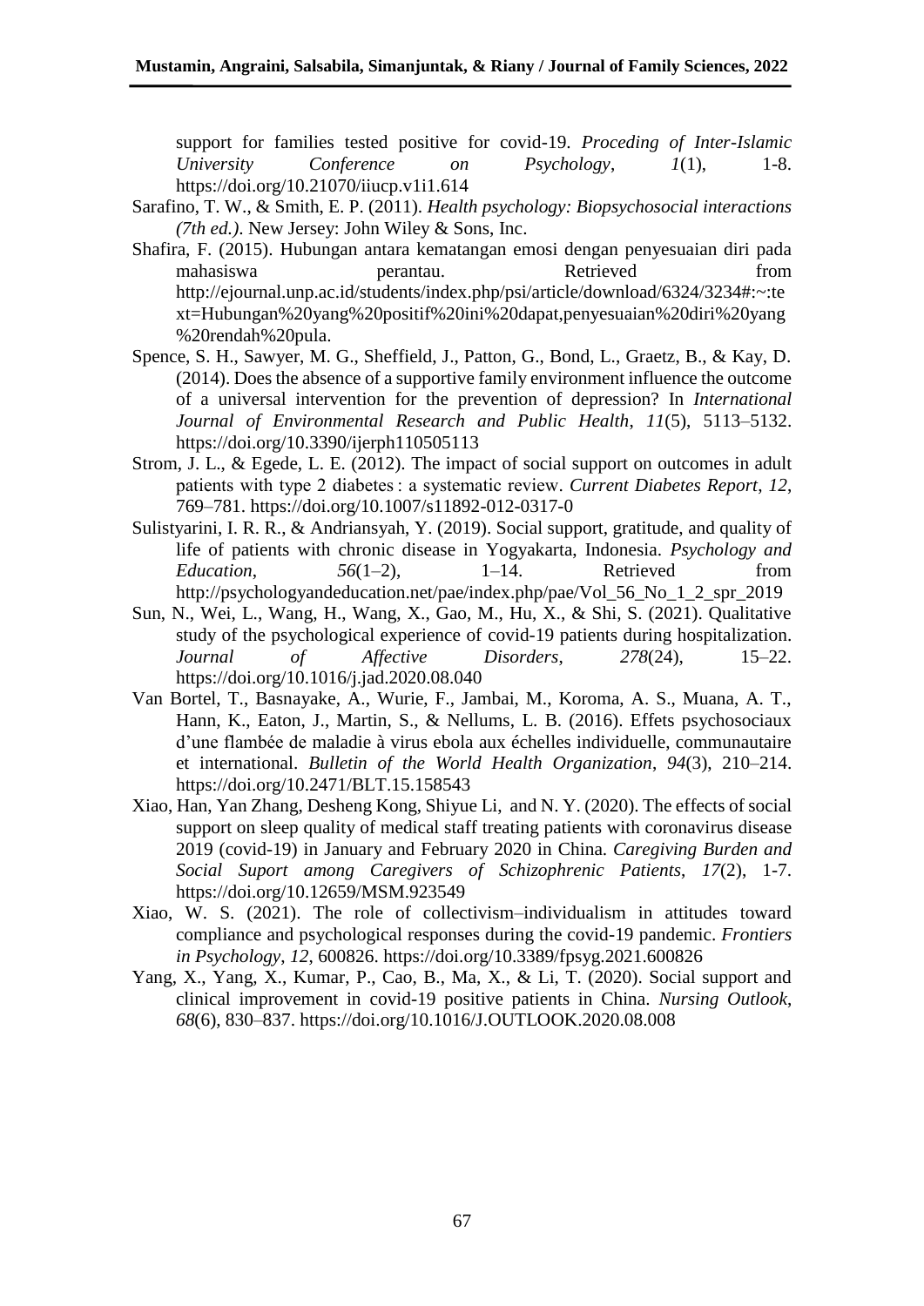support for families tested positive for covid-19. *Proceding of Inter-Islamic University Conference on Psychology*, *1*(1), 1-8. https://doi.org/10.21070/iiucp.v1i1.614

Sarafino, T. W., & Smith, E. P. (2011). *Health psychology: Biopsychosocial interactions (7th ed.)*. New Jersey: John Wiley & Sons, Inc.

Shafira, F. (2015). Hubungan antara kematangan emosi dengan penyesuaian diri pada mahasiswa perantau. Retrieved from http://ejournal.unp.ac.id/students/index.php/psi/article/download/6324/3234#:~:text=Hubungan%20yang%20positif%20ini%20dapat,penyesuaian%20diri%20yang%20rendah%20pula.

Spence, S. H., Sawyer, M. G., Sheffield, J., Patton, G., Bond, L., Graetz, B., & Kay, D. (2014). Does the absence of a supportive family environment influence the outcome of a universal intervention for the prevention of depression? In *International Journal of Environmental Research and Public Health*, *11*(5), 5113–5132. https://doi.org/10.3390/ijerph110505113

Strom, J. L., & Egede, L. E. (2012). The impact of social support on outcomes in adult patients with type 2 diabetes : a systematic review. *Current Diabetes Report*, *12*, 769–781. https://doi.org/10.1007/s11892-012-0317-0

Sulistyarini, I. R. R., & Andriansyah, Y. (2019). Social support, gratitude, and quality of life of patients with chronic disease in Yogyakarta, Indonesia. *Psychology and Education*, *56*(1–2), 1–14. Retrieved from http://psychologyandeducation.net/pae/index.php/pae/Vol_56_No_1_2_spr_2019

Sun, N., Wei, L., Wang, H., Wang, X., Gao, M., Hu, X., & Shi, S. (2021). Qualitative study of the psychological experience of covid-19 patients during hospitalization. *Journal of Affective Disorders*, *278*(24), 15–22. https://doi.org/10.1016/j.jad.2020.08.040

Van Bortel, T., Basnayake, A., Wurie, F., Jambai, M., Koroma, A. S., Muana, A. T., Hann, K., Eaton, J., Martin, S., & Nellums, L. B. (2016). Effets psychosociaux d'une flambée de maladie à virus ebola aux échelles individuelle, communautaire et international. *Bulletin of the World Health Organization*, *94*(3), 210–214. https://doi.org/10.2471/BLT.15.158543

Xiao, Han, Yan Zhang, Desheng Kong, Shiyue Li, and N. Y. (2020). The effects of social support on sleep quality of medical staff treating patients with coronavirus disease 2019 (covid-19) in January and February 2020 in China. *Caregiving Burden and Social Suport among Caregivers of Schizophrenic Patients*, *17*(2), 1-7. https://doi.org/10.12659/MSM.923549

Xiao, W. S. (2021). The role of collectivism–individualism in attitudes toward compliance and psychological responses during the covid-19 pandemic. *Frontiers in Psychology*, *12*, 600826. https://doi.org/10.3389/fpsyg.2021.600826

Yang, X., Yang, X., Kumar, P., Cao, B., Ma, X., & Li, T. (2020). Social support and clinical improvement in covid-19 positive patients in China. *Nursing Outlook*, *68*(6), 830–837. https://doi.org/10.1016/J.OUTLOOK.2020.08.008